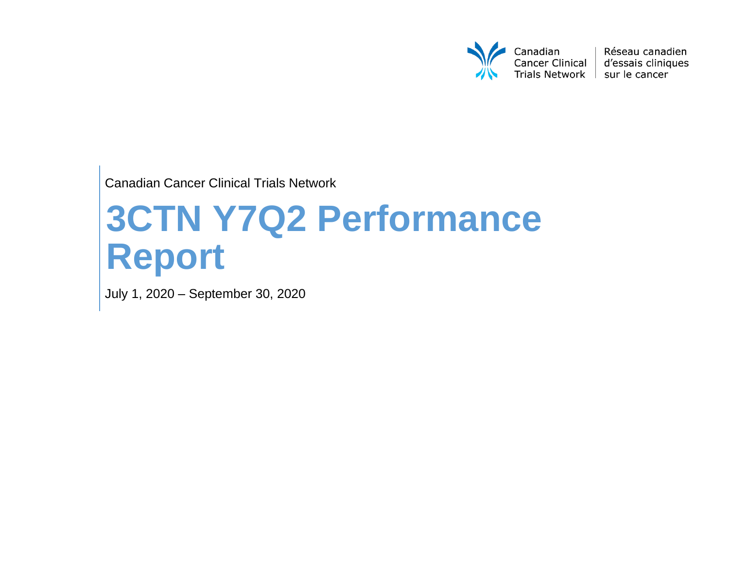Canadian Cancer Clinical Trials Network | Réseau canadien d'essais cliniques sur le cancer

Canadian Cancer Clinical Trials Network

# 3CTN Y7Q2 Performance Report

July 1, 2020 – September 30, 2020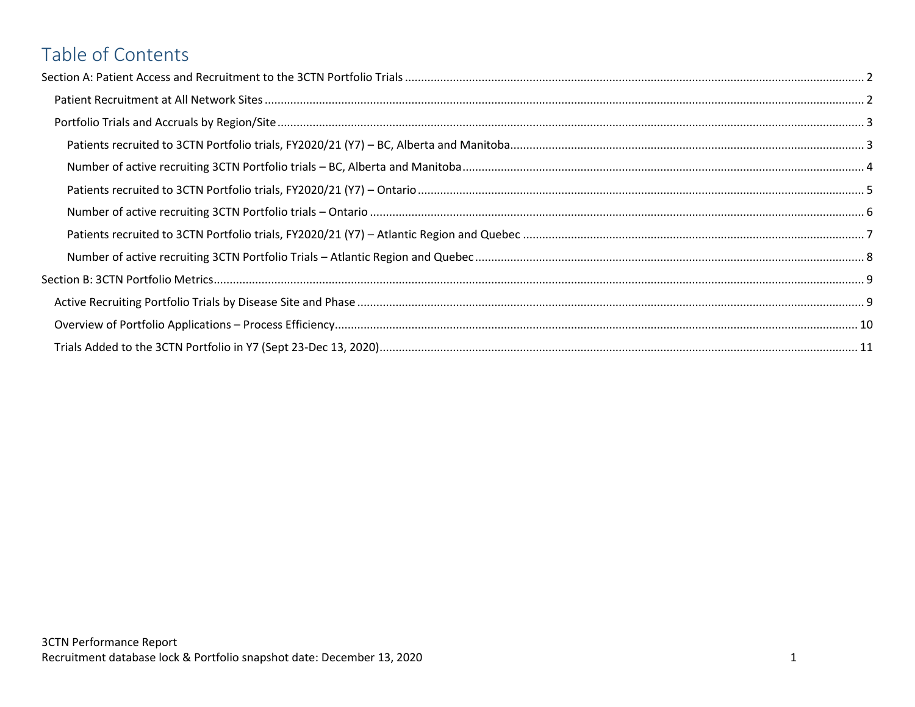# Table of Contents

Section A: Patient Access and Recruitment to the 3CTN Portfolio Trials ..... 2

- Patient Recruitment at All Network Sites ..... 2
- Portfolio Trials and Accruals by Region/Site ..... 3
  - Patients recruited to 3CTN Portfolio trials, FY2020/21 (Y7) – BC, Alberta and Manitoba ..... 3
  - Number of active recruiting 3CTN Portfolio trials – BC, Alberta and Manitoba ..... 4
  - Patients recruited to 3CTN Portfolio trials, FY2020/21 (Y7) – Ontario ..... 5
  - Number of active recruiting 3CTN Portfolio trials – Ontario ..... 6
  - Patients recruited to 3CTN Portfolio trials, FY2020/21 (Y7) – Atlantic Region and Quebec ..... 7
  - Number of active recruiting 3CTN Portfolio Trials – Atlantic Region and Quebec ..... 8

Section B: 3CTN Portfolio Metrics ..... 9

- Active Recruiting Portfolio Trials by Disease Site and Phase ..... 9
- Overview of Portfolio Applications – Process Efficiency ..... 10
- Trials Added to the 3CTN Portfolio in Y7 (Sept 23-Dec 13, 2020) ..... 11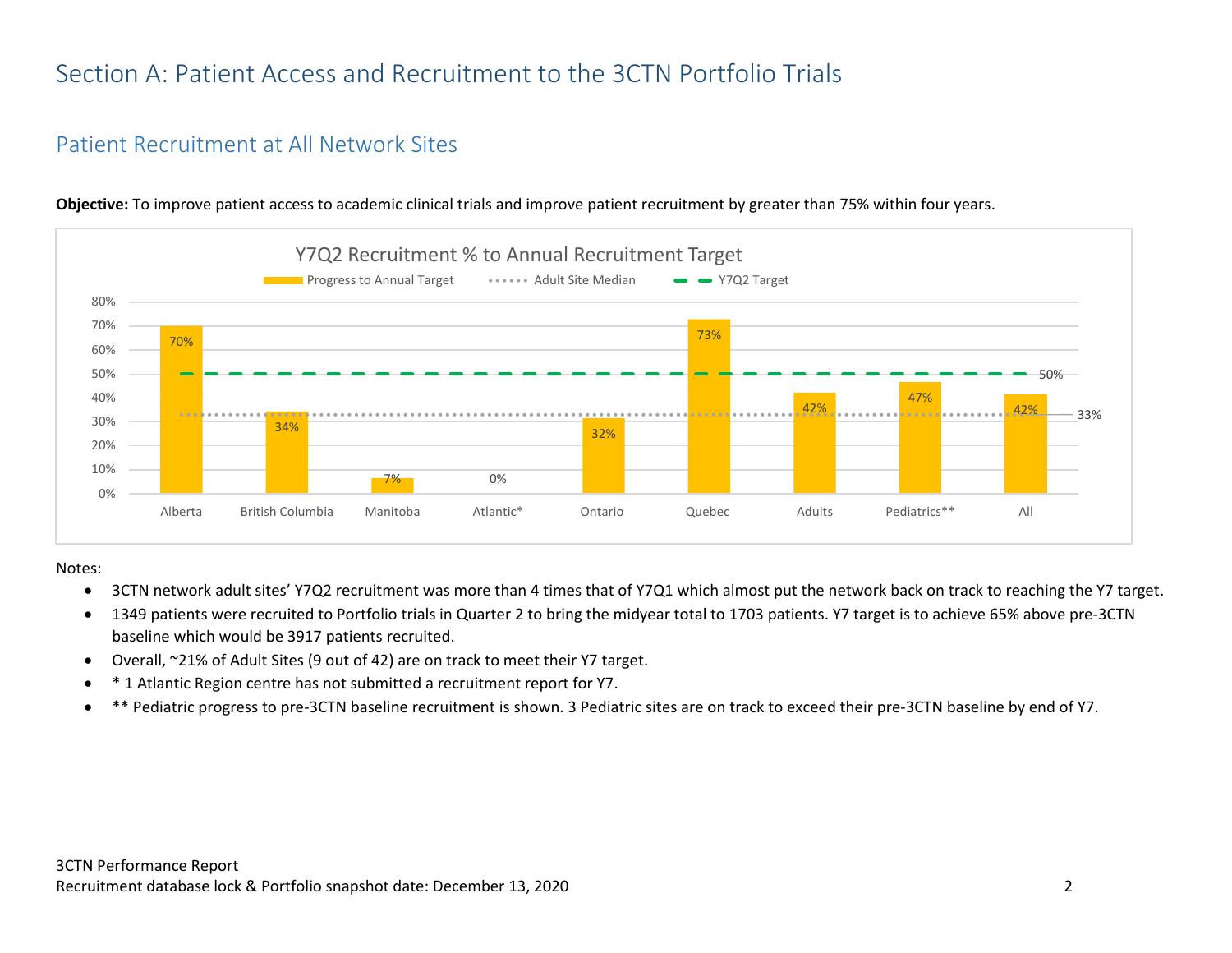# Section A: Patient Access and Recruitment to the 3CTN Portfolio Trials

## Patient Recruitment at All Network Sites

**Objective:** To improve patient access to academic clinical trials and improve patient recruitment by greater than 75% within four years.

Y7Q2 Recruitment % to Annual Recruitment Target

| Region | Progress to Annual Target |
|---|---|
| Alberta | 70% |
| British Columbia | 34% |
| Manitoba | 7% |
| Atlantic* | 0% |
| Ontario | 32% |
| Quebec | 73% |
| Adults | 42% |
| Pediatrics** | 47% |
| All | 42% |

Adult Site Median: 33%; Y7Q2 Target: 50%

Notes:

- 3CTN network adult sites' Y7Q2 recruitment was more than 4 times that of Y7Q1 which almost put the network back on track to reaching the Y7 target.
- 1349 patients were recruited to Portfolio trials in Quarter 2 to bring the midyear total to 1703 patients. Y7 target is to achieve 65% above pre-3CTN baseline which would be 3917 patients recruited.
- Overall, ~21% of Adult Sites (9 out of 42) are on track to meet their Y7 target.
- * 1 Atlantic Region centre has not submitted a recruitment report for Y7.
- ** Pediatric progress to pre-3CTN baseline recruitment is shown. 3 Pediatric sites are on track to exceed their pre-3CTN baseline by end of Y7.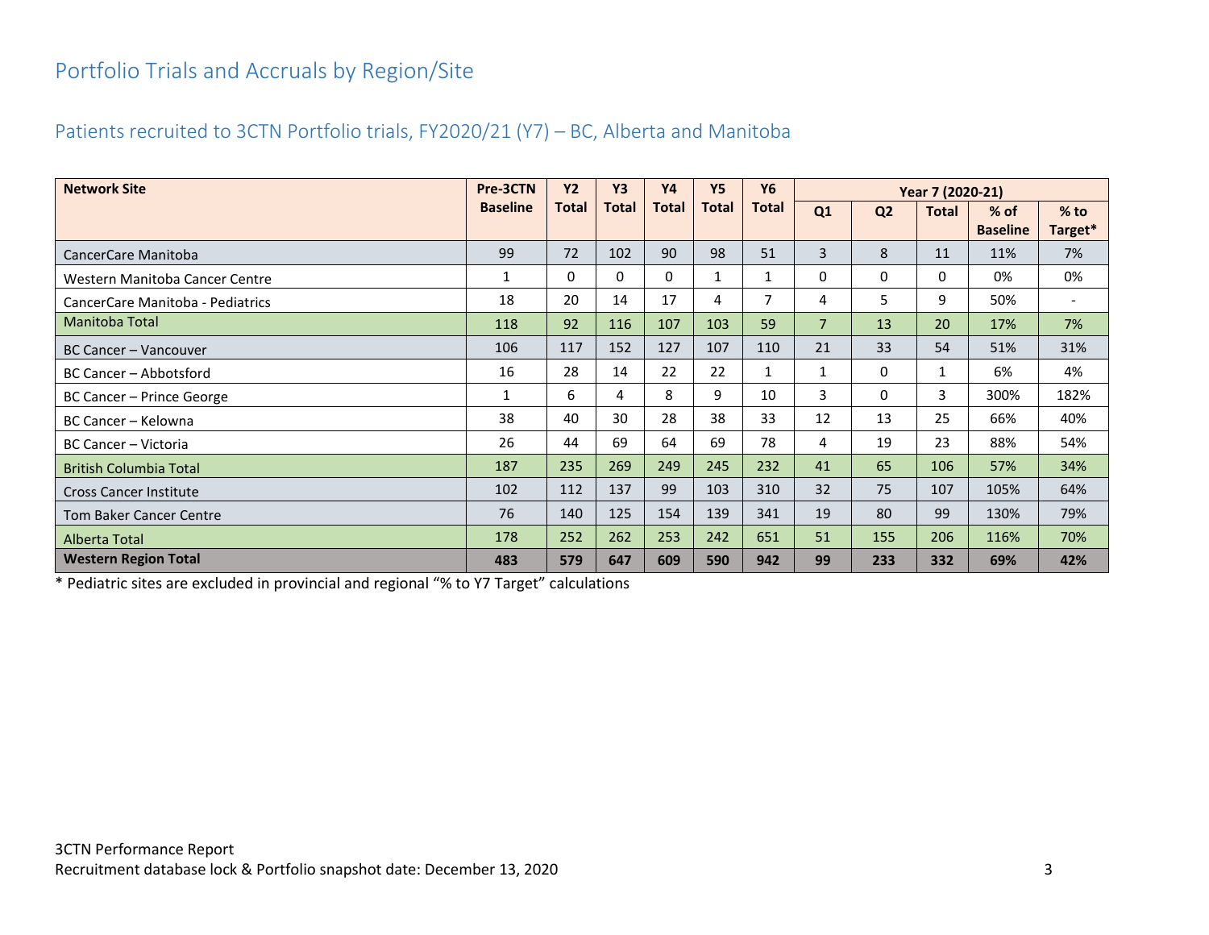# Portfolio Trials and Accruals by Region/Site

## Patients recruited to 3CTN Portfolio trials, FY2020/21 (Y7) – BC, Alberta and Manitoba

| Network Site | Pre-3CTN Baseline | Y2 Total | Y3 Total | Y4 Total | Y5 Total | Y6 Total | Year 7 (2020-21) | | | | |
|---|---|---|---|---|---|---|---|---|---|---|---|
| | | | | | | | Q1 | Q2 | Total | % of Baseline | % to Target* |
| CancerCare Manitoba | 99 | 72 | 102 | 90 | 98 | 51 | 3 | 8 | 11 | 11% | 7% |
| Western Manitoba Cancer Centre | 1 | 0 | 0 | 0 | 1 | 1 | 0 | 0 | 0 | 0% | 0% |
| CancerCare Manitoba - Pediatrics | 18 | 20 | 14 | 17 | 4 | 7 | 4 | 5 | 9 | 50% | - |
| Manitoba Total | 118 | 92 | 116 | 107 | 103 | 59 | 7 | 13 | 20 | 17% | 7% |
| BC Cancer – Vancouver | 106 | 117 | 152 | 127 | 107 | 110 | 21 | 33 | 54 | 51% | 31% |
| BC Cancer – Abbotsford | 16 | 28 | 14 | 22 | 22 | 1 | 1 | 0 | 1 | 6% | 4% |
| BC Cancer – Prince George | 1 | 6 | 4 | 8 | 9 | 10 | 3 | 0 | 3 | 300% | 182% |
| BC Cancer – Kelowna | 38 | 40 | 30 | 28 | 38 | 33 | 12 | 13 | 25 | 66% | 40% |
| BC Cancer – Victoria | 26 | 44 | 69 | 64 | 69 | 78 | 4 | 19 | 23 | 88% | 54% |
| British Columbia Total | 187 | 235 | 269 | 249 | 245 | 232 | 41 | 65 | 106 | 57% | 34% |
| Cross Cancer Institute | 102 | 112 | 137 | 99 | 103 | 310 | 32 | 75 | 107 | 105% | 64% |
| Tom Baker Cancer Centre | 76 | 140 | 125 | 154 | 139 | 341 | 19 | 80 | 99 | 130% | 79% |
| Alberta Total | 178 | 252 | 262 | 253 | 242 | 651 | 51 | 155 | 206 | 116% | 70% |
| **Western Region Total** | **483** | **579** | **647** | **609** | **590** | **942** | **99** | **233** | **332** | **69%** | **42%** |

* Pediatric sites are excluded in provincial and regional "% to Y7 Target" calculations

3CTN Performance Report
Recruitment database lock & Portfolio snapshot date: December 13, 2020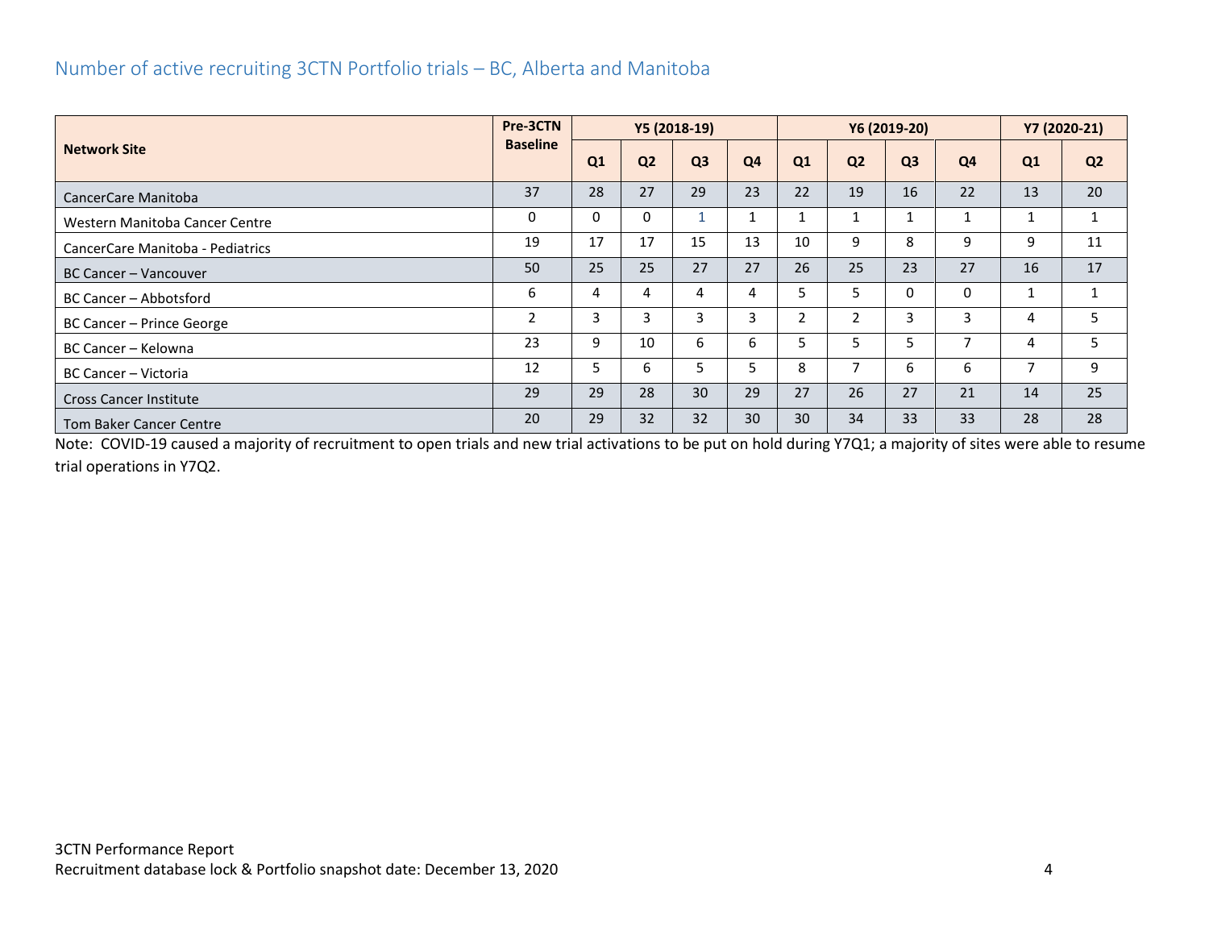## Number of active recruiting 3CTN Portfolio trials – BC, Alberta and Manitoba

| Network Site | Pre-3CTN Baseline | Y5 (2018-19) | | | | Y6 (2019-20) | | | | Y7 (2020-21) | |
|---|---|---|---|---|---|---|---|---|---|---|---|
| | | Q1 | Q2 | Q3 | Q4 | Q1 | Q2 | Q3 | Q4 | Q1 | Q2 |
| CancerCare Manitoba | 37 | 28 | 27 | 29 | 23 | 22 | 19 | 16 | 22 | 13 | 20 |
| Western Manitoba Cancer Centre | 0 | 0 | 0 | 1 | 1 | 1 | 1 | 1 | 1 | 1 | 1 |
| CancerCare Manitoba - Pediatrics | 19 | 17 | 17 | 15 | 13 | 10 | 9 | 8 | 9 | 9 | 11 |
| BC Cancer – Vancouver | 50 | 25 | 25 | 27 | 27 | 26 | 25 | 23 | 27 | 16 | 17 |
| BC Cancer – Abbotsford | 6 | 4 | 4 | 4 | 4 | 5 | 5 | 0 | 0 | 1 | 1 |
| BC Cancer – Prince George | 2 | 3 | 3 | 3 | 3 | 2 | 2 | 3 | 3 | 4 | 5 |
| BC Cancer – Kelowna | 23 | 9 | 10 | 6 | 6 | 5 | 5 | 5 | 7 | 4 | 5 |
| BC Cancer – Victoria | 12 | 5 | 6 | 5 | 5 | 8 | 7 | 6 | 6 | 7 | 9 |
| Cross Cancer Institute | 29 | 29 | 28 | 30 | 29 | 27 | 26 | 27 | 21 | 14 | 25 |
| Tom Baker Cancer Centre | 20 | 29 | 32 | 32 | 30 | 30 | 34 | 33 | 33 | 28 | 28 |

Note: COVID-19 caused a majority of recruitment to open trials and new trial activations to be put on hold during Y7Q1; a majority of sites were able to resume trial operations in Y7Q2.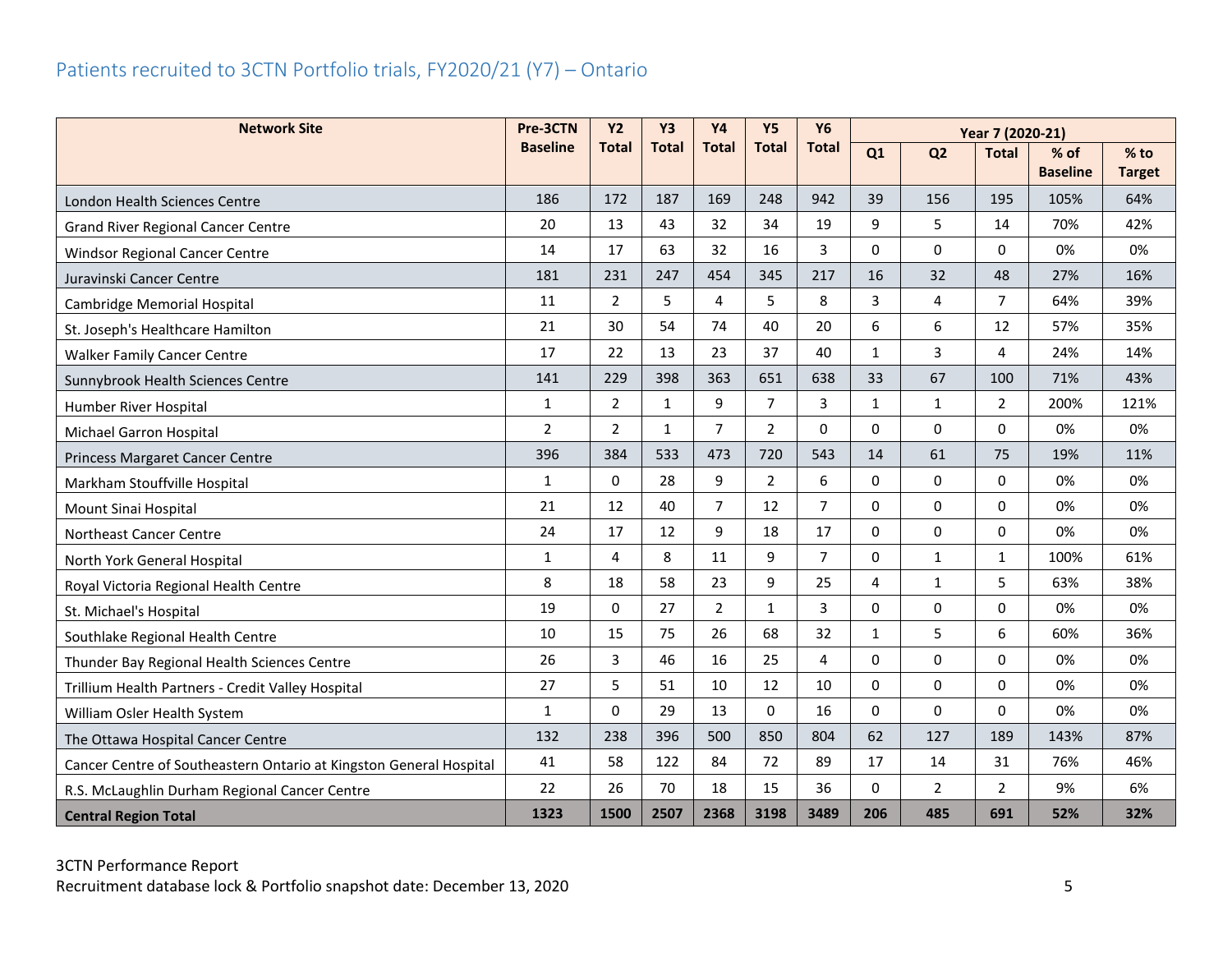## Patients recruited to 3CTN Portfolio trials, FY2020/21 (Y7) – Ontario

| Network Site | Pre-3CTN Baseline | Y2 Total | Y3 Total | Y4 Total | Y5 Total | Y6 Total | Year 7 (2020-21) | | | | |
|---|---|---|---|---|---|---|---|---|---|---|---|
| | | | | | | | Q1 | Q2 | Total | % of Baseline | % to Target |
| London Health Sciences Centre | 186 | 172 | 187 | 169 | 248 | 942 | 39 | 156 | 195 | 105% | 64% |
| Grand River Regional Cancer Centre | 20 | 13 | 43 | 32 | 34 | 19 | 9 | 5 | 14 | 70% | 42% |
| Windsor Regional Cancer Centre | 14 | 17 | 63 | 32 | 16 | 3 | 0 | 0 | 0 | 0% | 0% |
| Juravinski Cancer Centre | 181 | 231 | 247 | 454 | 345 | 217 | 16 | 32 | 48 | 27% | 16% |
| Cambridge Memorial Hospital | 11 | 2 | 5 | 4 | 5 | 8 | 3 | 4 | 7 | 64% | 39% |
| St. Joseph's Healthcare Hamilton | 21 | 30 | 54 | 74 | 40 | 20 | 6 | 6 | 12 | 57% | 35% |
| Walker Family Cancer Centre | 17 | 22 | 13 | 23 | 37 | 40 | 1 | 3 | 4 | 24% | 14% |
| Sunnybrook Health Sciences Centre | 141 | 229 | 398 | 363 | 651 | 638 | 33 | 67 | 100 | 71% | 43% |
| Humber River Hospital | 1 | 2 | 1 | 9 | 7 | 3 | 1 | 1 | 2 | 200% | 121% |
| Michael Garron Hospital | 2 | 2 | 1 | 7 | 2 | 0 | 0 | 0 | 0 | 0% | 0% |
| Princess Margaret Cancer Centre | 396 | 384 | 533 | 473 | 720 | 543 | 14 | 61 | 75 | 19% | 11% |
| Markham Stouffville Hospital | 1 | 0 | 28 | 9 | 2 | 6 | 0 | 0 | 0 | 0% | 0% |
| Mount Sinai Hospital | 21 | 12 | 40 | 7 | 12 | 7 | 0 | 0 | 0 | 0% | 0% |
| Northeast Cancer Centre | 24 | 17 | 12 | 9 | 18 | 17 | 0 | 0 | 0 | 0% | 0% |
| North York General Hospital | 1 | 4 | 8 | 11 | 9 | 7 | 0 | 1 | 1 | 100% | 61% |
| Royal Victoria Regional Health Centre | 8 | 18 | 58 | 23 | 9 | 25 | 4 | 1 | 5 | 63% | 38% |
| St. Michael's Hospital | 19 | 0 | 27 | 2 | 1 | 3 | 0 | 0 | 0 | 0% | 0% |
| Southlake Regional Health Centre | 10 | 15 | 75 | 26 | 68 | 32 | 1 | 5 | 6 | 60% | 36% |
| Thunder Bay Regional Health Sciences Centre | 26 | 3 | 46 | 16 | 25 | 4 | 0 | 0 | 0 | 0% | 0% |
| Trillium Health Partners - Credit Valley Hospital | 27 | 5 | 51 | 10 | 12 | 10 | 0 | 0 | 0 | 0% | 0% |
| William Osler Health System | 1 | 0 | 29 | 13 | 0 | 16 | 0 | 0 | 0 | 0% | 0% |
| The Ottawa Hospital Cancer Centre | 132 | 238 | 396 | 500 | 850 | 804 | 62 | 127 | 189 | 143% | 87% |
| Cancer Centre of Southeastern Ontario at Kingston General Hospital | 41 | 58 | 122 | 84 | 72 | 89 | 17 | 14 | 31 | 76% | 46% |
| R.S. McLaughlin Durham Regional Cancer Centre | 22 | 26 | 70 | 18 | 15 | 36 | 0 | 2 | 2 | 9% | 6% |
| **Central Region Total** | **1323** | **1500** | **2507** | **2368** | **3198** | **3489** | **206** | **485** | **691** | **52%** | **32%** |

3CTN Performance Report
Recruitment database lock & Portfolio snapshot date: December 13, 2020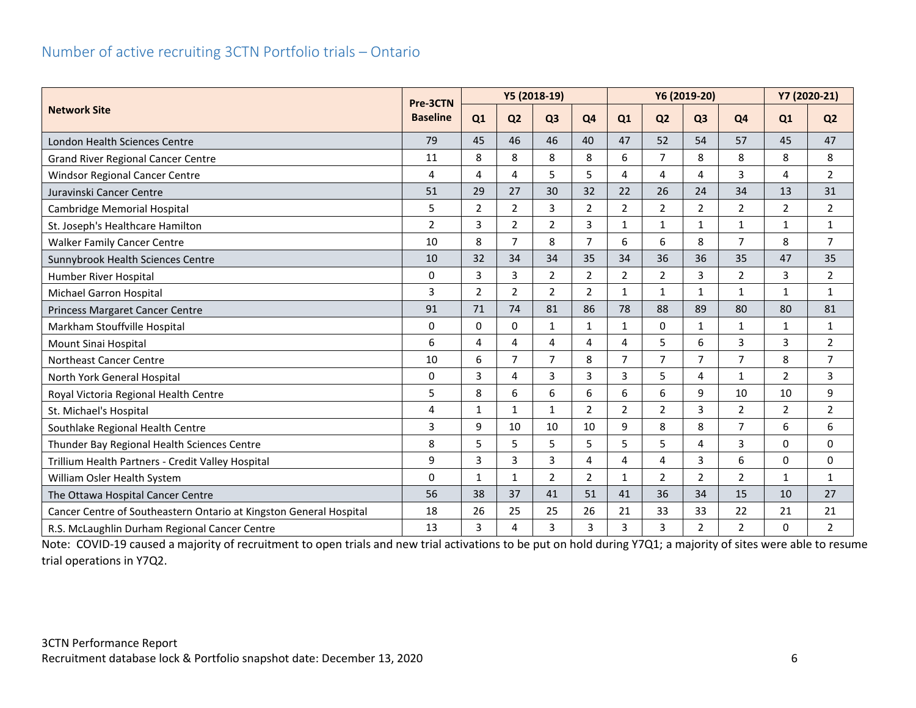## Number of active recruiting 3CTN Portfolio trials – Ontario

| Network Site | Pre-3CTN Baseline | Y5 (2018-19) | | | | Y6 (2019-20) | | | | Y7 (2020-21) | |
|---|---|---|---|---|---|---|---|---|---|---|---|
| | | Q1 | Q2 | Q3 | Q4 | Q1 | Q2 | Q3 | Q4 | Q1 | Q2 |
| London Health Sciences Centre | 79 | 45 | 46 | 46 | 40 | 47 | 52 | 54 | 57 | 45 | 47 |
| Grand River Regional Cancer Centre | 11 | 8 | 8 | 8 | 8 | 6 | 7 | 8 | 8 | 8 | 8 |
| Windsor Regional Cancer Centre | 4 | 4 | 4 | 5 | 5 | 4 | 4 | 4 | 3 | 4 | 2 |
| Juravinski Cancer Centre | 51 | 29 | 27 | 30 | 32 | 22 | 26 | 24 | 34 | 13 | 31 |
| Cambridge Memorial Hospital | 5 | 2 | 2 | 3 | 2 | 2 | 2 | 2 | 2 | 2 | 2 |
| St. Joseph's Healthcare Hamilton | 2 | 3 | 2 | 2 | 3 | 1 | 1 | 1 | 1 | 1 | 1 |
| Walker Family Cancer Centre | 10 | 8 | 7 | 8 | 7 | 6 | 6 | 8 | 7 | 8 | 7 |
| Sunnybrook Health Sciences Centre | 10 | 32 | 34 | 34 | 35 | 34 | 36 | 36 | 35 | 47 | 35 |
| Humber River Hospital | 0 | 3 | 3 | 2 | 2 | 2 | 2 | 3 | 2 | 3 | 2 |
| Michael Garron Hospital | 3 | 2 | 2 | 2 | 2 | 1 | 1 | 1 | 1 | 1 | 1 |
| Princess Margaret Cancer Centre | 91 | 71 | 74 | 81 | 86 | 78 | 88 | 89 | 80 | 80 | 81 |
| Markham Stouffville Hospital | 0 | 0 | 0 | 1 | 1 | 1 | 0 | 1 | 1 | 1 | 1 |
| Mount Sinai Hospital | 6 | 4 | 4 | 4 | 4 | 4 | 5 | 6 | 3 | 3 | 2 |
| Northeast Cancer Centre | 10 | 6 | 7 | 7 | 8 | 7 | 7 | 7 | 7 | 8 | 7 |
| North York General Hospital | 0 | 3 | 4 | 3 | 3 | 3 | 5 | 4 | 1 | 2 | 3 |
| Royal Victoria Regional Health Centre | 5 | 8 | 6 | 6 | 6 | 6 | 6 | 9 | 10 | 10 | 9 |
| St. Michael's Hospital | 4 | 1 | 1 | 1 | 2 | 2 | 2 | 3 | 2 | 2 | 2 |
| Southlake Regional Health Centre | 3 | 9 | 10 | 10 | 10 | 9 | 8 | 8 | 7 | 6 | 6 |
| Thunder Bay Regional Health Sciences Centre | 8 | 5 | 5 | 5 | 5 | 5 | 5 | 4 | 3 | 0 | 0 |
| Trillium Health Partners - Credit Valley Hospital | 9 | 3 | 3 | 3 | 4 | 4 | 4 | 3 | 6 | 0 | 0 |
| William Osler Health System | 0 | 1 | 1 | 2 | 2 | 1 | 2 | 2 | 2 | 1 | 1 |
| The Ottawa Hospital Cancer Centre | 56 | 38 | 37 | 41 | 51 | 41 | 36 | 34 | 15 | 10 | 27 |
| Cancer Centre of Southeastern Ontario at Kingston General Hospital | 18 | 26 | 25 | 25 | 26 | 21 | 33 | 33 | 22 | 21 | 21 |
| R.S. McLaughlin Durham Regional Cancer Centre | 13 | 3 | 4 | 3 | 3 | 3 | 3 | 2 | 2 | 0 | 2 |

Note: COVID-19 caused a majority of recruitment to open trials and new trial activations to be put on hold during Y7Q1; a majority of sites were able to resume trial operations in Y7Q2.

3CTN Performance Report
Recruitment database lock & Portfolio snapshot date: December 13, 2020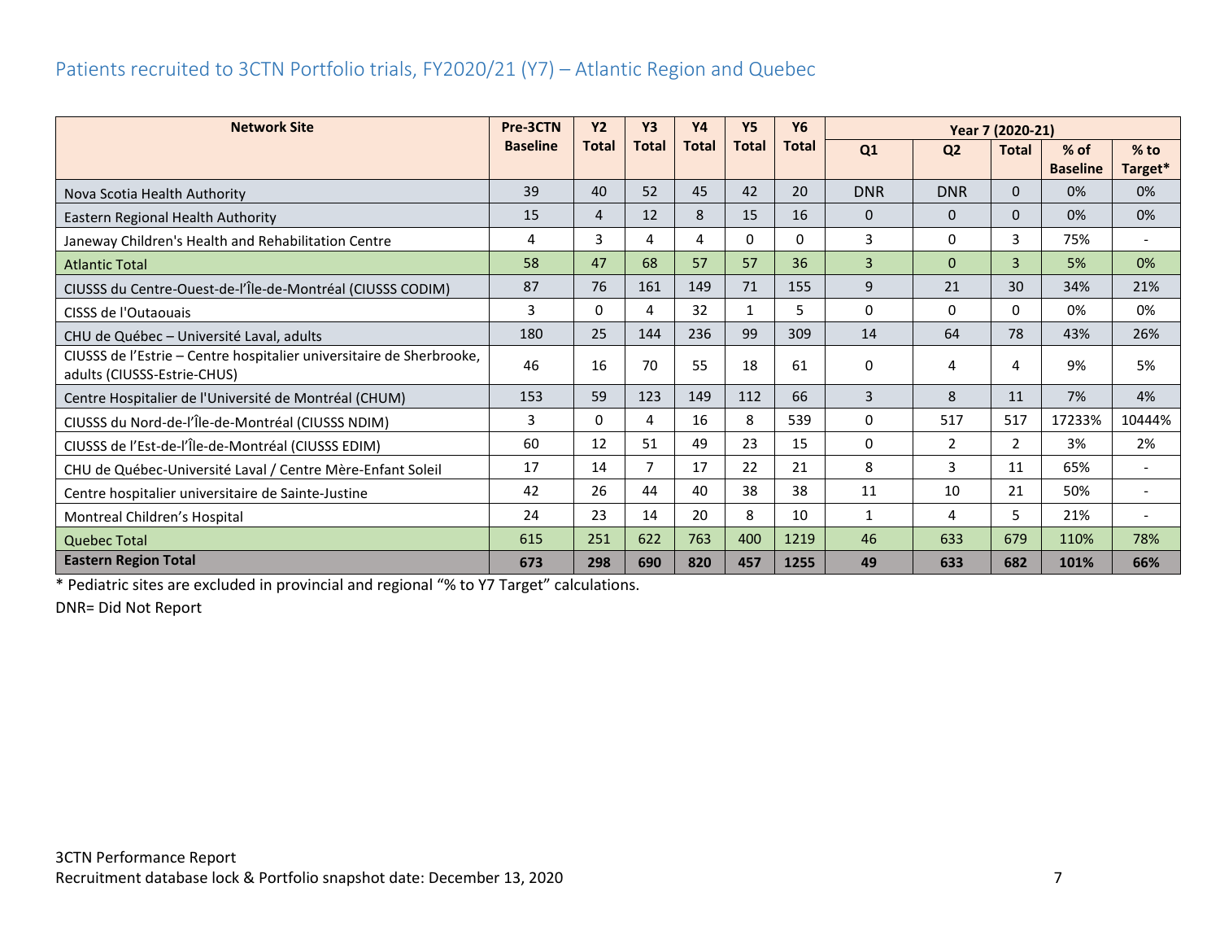## Patients recruited to 3CTN Portfolio trials, FY2020/21 (Y7) – Atlantic Region and Quebec

| Network Site | Pre-3CTN Baseline | Y2 Total | Y3 Total | Y4 Total | Y5 Total | Y6 Total | Year 7 (2020-21) | | | | |
|---|---|---|---|---|---|---|---|---|---|---|---|
| | | | | | | | Q1 | Q2 | Total | % of Baseline | % to Target* |
| Nova Scotia Health Authority | 39 | 40 | 52 | 45 | 42 | 20 | DNR | DNR | 0 | 0% | 0% |
| Eastern Regional Health Authority | 15 | 4 | 12 | 8 | 15 | 16 | 0 | 0 | 0 | 0% | 0% |
| Janeway Children's Health and Rehabilitation Centre | 4 | 3 | 4 | 4 | 0 | 0 | 3 | 0 | 3 | 75% | - |
| Atlantic Total | 58 | 47 | 68 | 57 | 57 | 36 | 3 | 0 | 3 | 5% | 0% |
| CIUSSS du Centre-Ouest-de-l'Île-de-Montréal (CIUSSS CODIM) | 87 | 76 | 161 | 149 | 71 | 155 | 9 | 21 | 30 | 34% | 21% |
| CISSS de l'Outaouais | 3 | 0 | 4 | 32 | 1 | 5 | 0 | 0 | 0 | 0% | 0% |
| CHU de Québec – Université Laval, adults | 180 | 25 | 144 | 236 | 99 | 309 | 14 | 64 | 78 | 43% | 26% |
| CIUSSS de l'Estrie – Centre hospitalier universitaire de Sherbrooke, adults (CIUSSS-Estrie-CHUS) | 46 | 16 | 70 | 55 | 18 | 61 | 0 | 4 | 4 | 9% | 5% |
| Centre Hospitalier de l'Université de Montréal (CHUM) | 153 | 59 | 123 | 149 | 112 | 66 | 3 | 8 | 11 | 7% | 4% |
| CIUSSS du Nord-de-l'Île-de-Montréal (CIUSSS NDIM) | 3 | 0 | 4 | 16 | 8 | 539 | 0 | 517 | 517 | 17233% | 10444% |
| CIUSSS de l'Est-de-l'Île-de-Montréal (CIUSSS EDIM) | 60 | 12 | 51 | 49 | 23 | 15 | 0 | 2 | 2 | 3% | 2% |
| CHU de Québec-Université Laval / Centre Mère-Enfant Soleil | 17 | 14 | 7 | 17 | 22 | 21 | 8 | 3 | 11 | 65% | - |
| Centre hospitalier universitaire de Sainte-Justine | 42 | 26 | 44 | 40 | 38 | 38 | 11 | 10 | 21 | 50% | - |
| Montreal Children's Hospital | 24 | 23 | 14 | 20 | 8 | 10 | 1 | 4 | 5 | 21% | - |
| Quebec Total | 615 | 251 | 622 | 763 | 400 | 1219 | 46 | 633 | 679 | 110% | 78% |
| **Eastern Region Total** | **673** | **298** | **690** | **820** | **457** | **1255** | **49** | **633** | **682** | **101%** | **66%** |

* Pediatric sites are excluded in provincial and regional "% to Y7 Target" calculations.

DNR= Did Not Report

3CTN Performance Report
Recruitment database lock & Portfolio snapshot date: December 13, 2020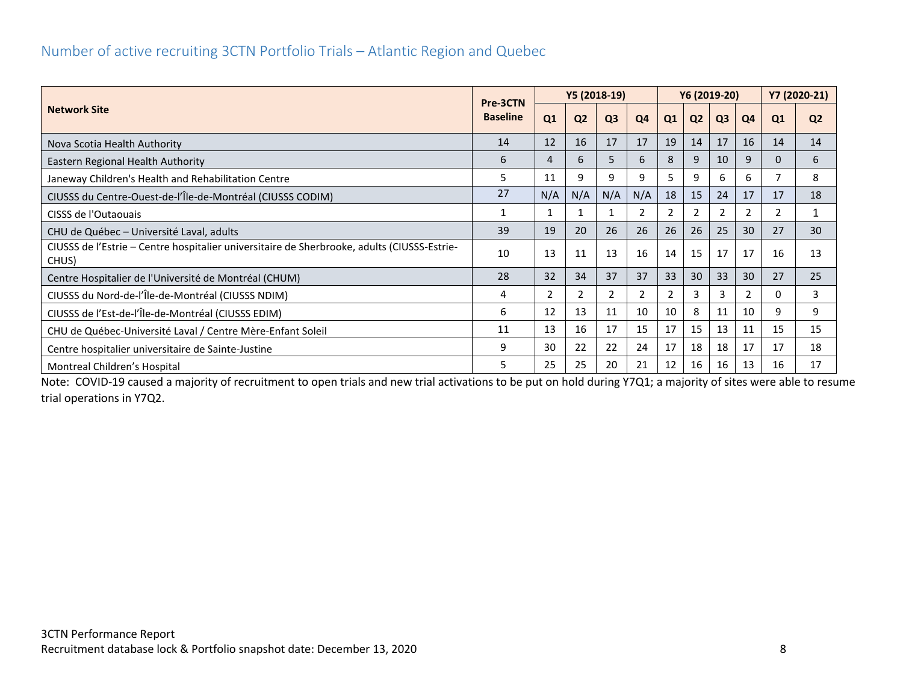## Number of active recruiting 3CTN Portfolio Trials – Atlantic Region and Quebec

| Network Site | Pre-3CTN Baseline | Y5 (2018-19) | | | | Y6 (2019-20) | | | | Y7 (2020-21) | |
|---|---|---|---|---|---|---|---|---|---|---|---|
| | | Q1 | Q2 | Q3 | Q4 | Q1 | Q2 | Q3 | Q4 | Q1 | Q2 |
| Nova Scotia Health Authority | 14 | 12 | 16 | 17 | 17 | 19 | 14 | 17 | 16 | 14 | 14 |
| Eastern Regional Health Authority | 6 | 4 | 6 | 5 | 6 | 8 | 9 | 10 | 9 | 0 | 6 |
| Janeway Children's Health and Rehabilitation Centre | 5 | 11 | 9 | 9 | 9 | 5 | 9 | 6 | 6 | 7 | 8 |
| CIUSSS du Centre-Ouest-de-l'Île-de-Montréal (CIUSSS CODIM) | 27 | N/A | N/A | N/A | N/A | 18 | 15 | 24 | 17 | 17 | 18 |
| CISSS de l'Outaouais | 1 | 1 | 1 | 1 | 2 | 2 | 2 | 2 | 2 | 2 | 1 |
| CHU de Québec – Université Laval, adults | 39 | 19 | 20 | 26 | 26 | 26 | 26 | 25 | 30 | 27 | 30 |
| CIUSSS de l'Estrie – Centre hospitalier universitaire de Sherbrooke, adults (CIUSSS-Estrie-CHUS) | 10 | 13 | 11 | 13 | 16 | 14 | 15 | 17 | 17 | 16 | 13 |
| Centre Hospitalier de l'Université de Montréal (CHUM) | 28 | 32 | 34 | 37 | 37 | 33 | 30 | 33 | 30 | 27 | 25 |
| CIUSSS du Nord-de-l'Île-de-Montréal (CIUSSS NDIM) | 4 | 2 | 2 | 2 | 2 | 2 | 3 | 3 | 2 | 0 | 3 |
| CIUSSS de l'Est-de-l'Île-de-Montréal (CIUSSS EDIM) | 6 | 12 | 13 | 11 | 10 | 10 | 8 | 11 | 10 | 9 | 9 |
| CHU de Québec-Université Laval / Centre Mère-Enfant Soleil | 11 | 13 | 16 | 17 | 15 | 17 | 15 | 13 | 11 | 15 | 15 |
| Centre hospitalier universitaire de Sainte-Justine | 9 | 30 | 22 | 22 | 24 | 17 | 18 | 18 | 17 | 17 | 18 |
| Montreal Children's Hospital | 5 | 25 | 25 | 20 | 21 | 12 | 16 | 16 | 13 | 16 | 17 |

Note: COVID-19 caused a majority of recruitment to open trials and new trial activations to be put on hold during Y7Q1; a majority of sites were able to resume trial operations in Y7Q2.

3CTN Performance Report
Recruitment database lock & Portfolio snapshot date: December 13, 2020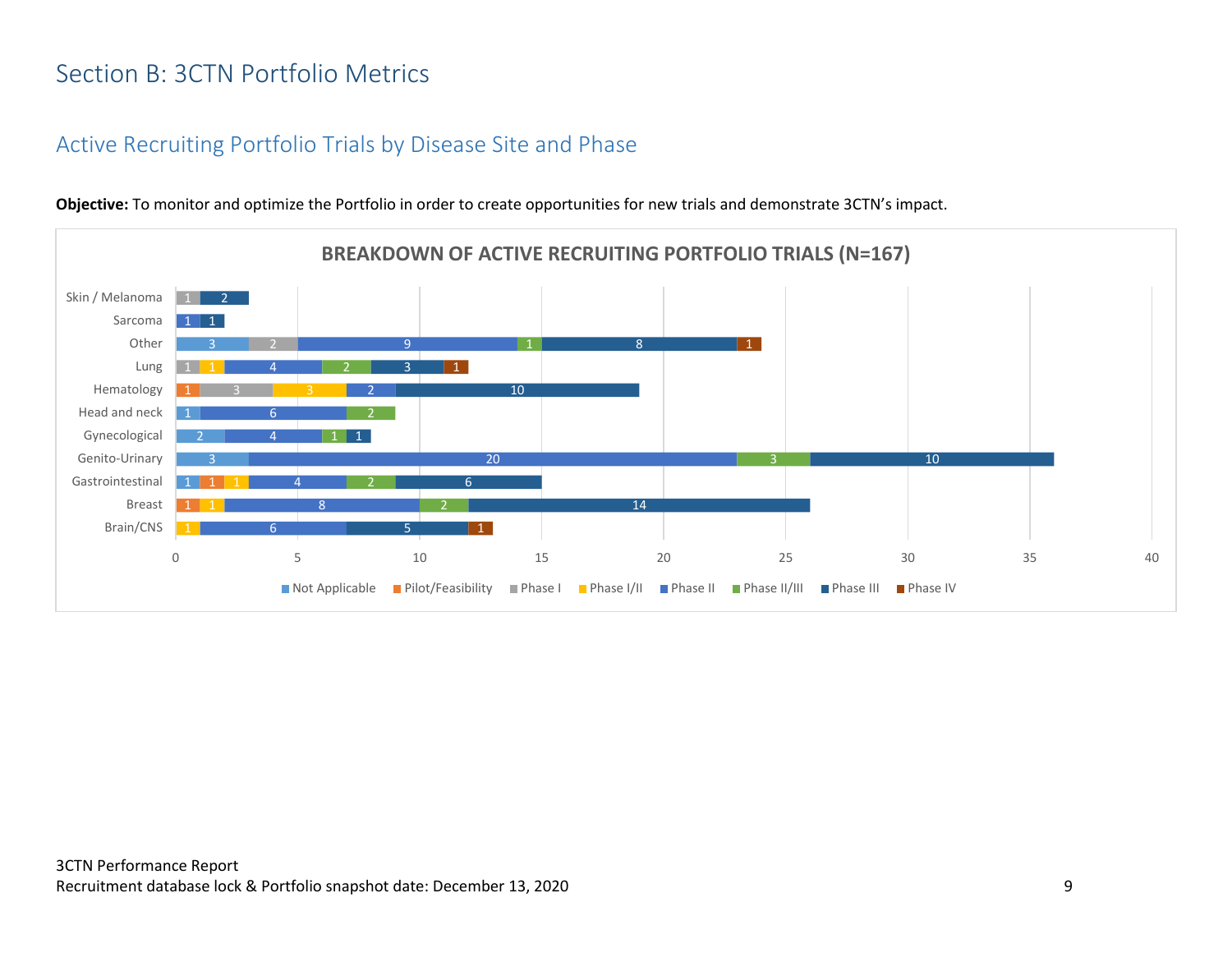# Section B: 3CTN Portfolio Metrics

## Active Recruiting Portfolio Trials by Disease Site and Phase

**Objective:** To monitor and optimize the Portfolio in order to create opportunities for new trials and demonstrate 3CTN's impact.

**BREAKDOWN OF ACTIVE RECRUITING PORTFOLIO TRIALS (N=167)**

| Disease Site | Not Applicable | Pilot/Feasibility | Phase I | Phase I/II | Phase II | Phase II/III | Phase III | Phase IV |
|---|---|---|---|---|---|---|---|---|
| Skin / Melanoma | | | 1 | | | | 2 | |
| Sarcoma | | | | | 1 | | 1 | |
| Other | 3 | | 2 | | 9 | 1 | 8 | 1 |
| Lung | | | 1 | 1 | 4 | 2 | 3 | 1 |
| Hematology | | 1 | 3 | 3 | 2 | | 10 | |
| Head and neck | 1 | | | | 6 | 2 | | |
| Gynecological | 2 | | | | 4 | 1 | 1 | |
| Genito-Urinary | 3 | | | | 20 | 3 | 10 | |
| Gastrointestinal | 1 | 1 | | 1 | 4 | 2 | 6 | |
| Breast | | 1 | | 1 | 8 | 2 | 14 | |
| Brain/CNS | | | | 1 | 6 | | 5 | 1 |

3CTN Performance Report
Recruitment database lock & Portfolio snapshot date: December 13, 2020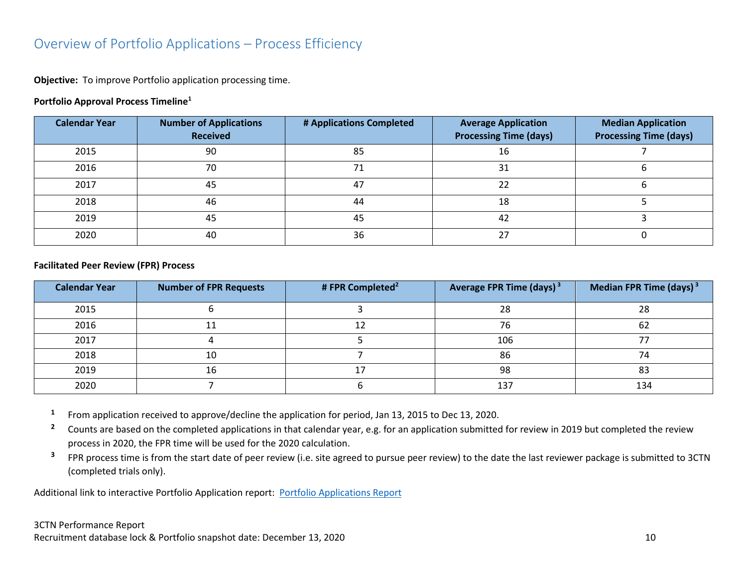## Overview of Portfolio Applications – Process Efficiency

**Objective:** To improve Portfolio application processing time.

**Portfolio Approval Process Timeline[1]**

| Calendar Year | Number of Applications Received | # Applications Completed | Average Application Processing Time (days) | Median Application Processing Time (days) |
|---|---|---|---|---|
| 2015 | 90 | 85 | 16 | 7 |
| 2016 | 70 | 71 | 31 | 6 |
| 2017 | 45 | 47 | 22 | 6 |
| 2018 | 46 | 44 | 18 | 5 |
| 2019 | 45 | 45 | 42 | 3 |
| 2020 | 40 | 36 | 27 | 0 |

**Facilitated Peer Review (FPR) Process**

| Calendar Year | Number of FPR Requests | # FPR Completed[2] | Average FPR Time (days)[3] | Median FPR Time (days)[3] |
|---|---|---|---|---|
| 2015 | 6 | 3 | 28 | 28 |
| 2016 | 11 | 12 | 76 | 62 |
| 2017 | 4 | 5 | 106 | 77 |
| 2018 | 10 | 7 | 86 | 74 |
| 2019 | 16 | 17 | 98 | 83 |
| 2020 | 7 | 6 | 137 | 134 |

[1] From application received to approve/decline the application for period, Jan 13, 2015 to Dec 13, 2020.

[2] Counts are based on the completed applications in that calendar year, e.g. for an application submitted for review in 2019 but completed the review process in 2020, the FPR time will be used for the 2020 calculation.

[3] FPR process time is from the start date of peer review (i.e. site agreed to pursue peer review) to the date the last reviewer package is submitted to 3CTN (completed trials only).

Additional link to interactive Portfolio Application report: Portfolio Applications Report

3CTN Performance Report
Recruitment database lock & Portfolio snapshot date: December 13, 2020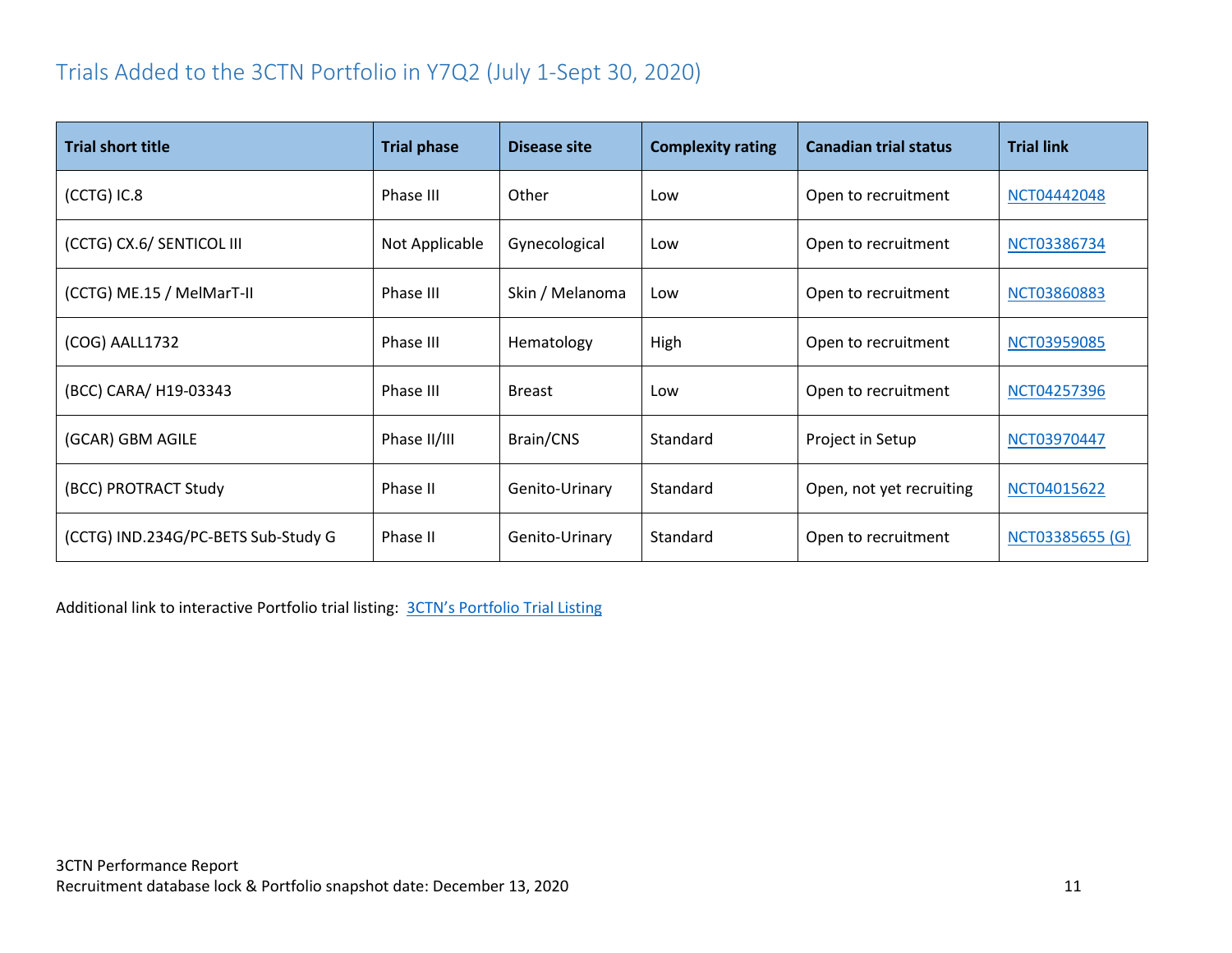## Trials Added to the 3CTN Portfolio in Y7Q2 (July 1-Sept 30, 2020)

| Trial short title | Trial phase | Disease site | Complexity rating | Canadian trial status | Trial link |
|---|---|---|---|---|---|
| (CCTG) IC.8 | Phase III | Other | Low | Open to recruitment | NCT04442048 |
| (CCTG) CX.6/ SENTICOL III | Not Applicable | Gynecological | Low | Open to recruitment | NCT03386734 |
| (CCTG) ME.15 / MelMarT-II | Phase III | Skin / Melanoma | Low | Open to recruitment | NCT03860883 |
| (COG) AALL1732 | Phase III | Hematology | High | Open to recruitment | NCT03959085 |
| (BCC) CARA/ H19-03343 | Phase III | Breast | Low | Open to recruitment | NCT04257396 |
| (GCAR) GBM AGILE | Phase II/III | Brain/CNS | Standard | Project in Setup | NCT03970447 |
| (BCC) PROTRACT Study | Phase II | Genito-Urinary | Standard | Open, not yet recruiting | NCT04015622 |
| (CCTG) IND.234G/PC-BETS Sub-Study G | Phase II | Genito-Urinary | Standard | Open to recruitment | NCT03385655 (G) |

Additional link to interactive Portfolio trial listing: 3CTN's Portfolio Trial Listing